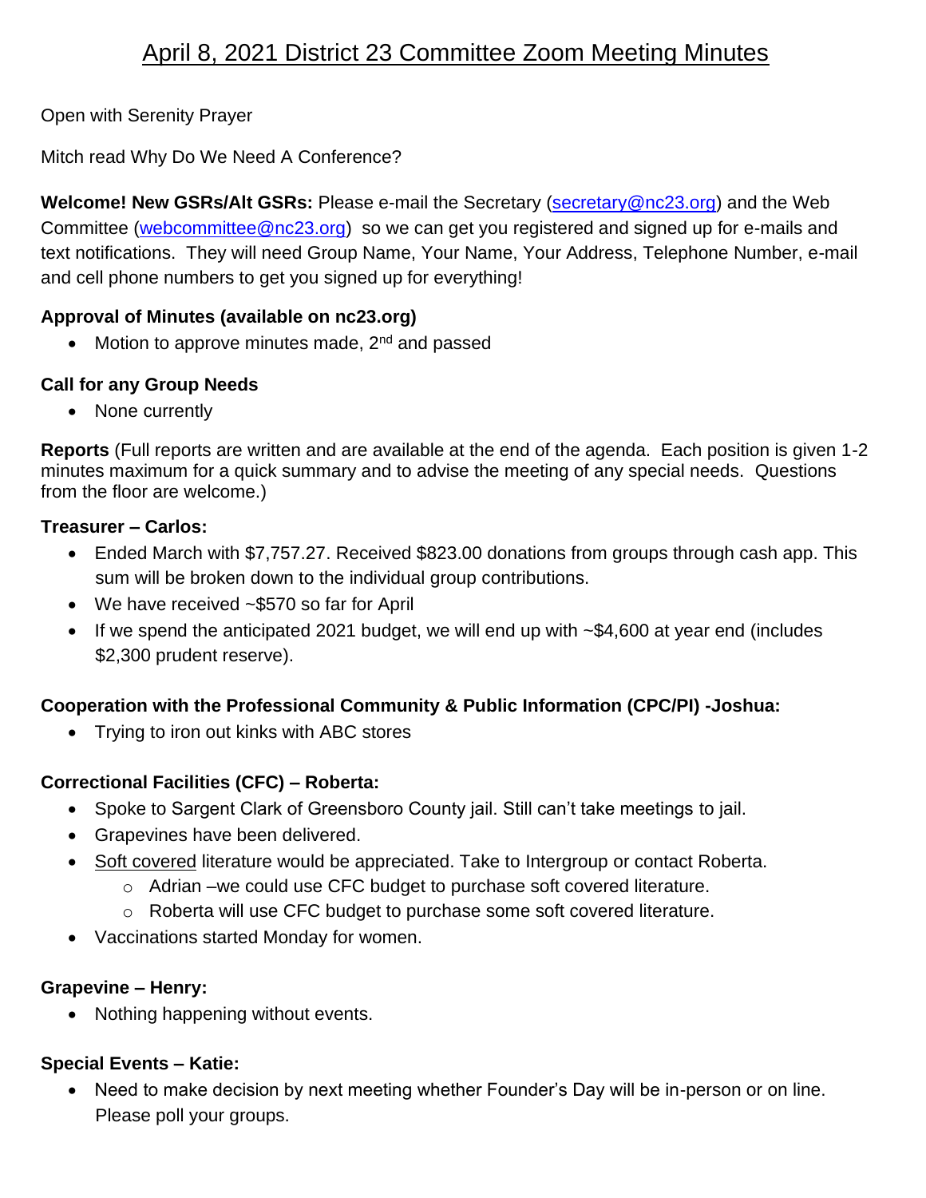# April 8, 2021 District 23 Committee Zoom Meeting Minutes

Open with Serenity Prayer

Mitch read Why Do We Need A Conference?

**Welcome! New GSRs/Alt GSRs:** Please e-mail the Secretary (secretary@nc23.org) and the Web Committee (webcommittee@nc23.org) so we can get you registered and signed up for e-mails and text notifications. They will need Group Name, Your Name, Your Address, Telephone Number, e-mail and cell phone numbers to get you signed up for everything!

**Approval of Minutes (available on nc23.org)**

- Motion to approve minutes made, 2nd and passed

**Call for any Group Needs**

- None currently

**Reports** (Full reports are written and are available at the end of the agenda. Each position is given 1-2 minutes maximum for a quick summary and to advise the meeting of any special needs. Questions from the floor are welcome.)

**Treasurer – Carlos:**

- Ended March with $7,757.27. Received $823.00 donations from groups through cash app. This sum will be broken down to the individual group contributions.
- We have received ~$570 so far for April
- If we spend the anticipated 2021 budget, we will end up with ~$4,600 at year end (includes $2,300 prudent reserve).

**Cooperation with the Professional Community & Public Information (CPC/PI) -Joshua:**

- Trying to iron out kinks with ABC stores

**Correctional Facilities (CFC) – Roberta:**

- Spoke to Sargent Clark of Greensboro County jail. Still can't take meetings to jail.
- Grapevines have been delivered.
- Soft covered literature would be appreciated. Take to Intergroup or contact Roberta.
  - Adrian –we could use CFC budget to purchase soft covered literature.
  - Roberta will use CFC budget to purchase some soft covered literature.
- Vaccinations started Monday for women.

**Grapevine – Henry:**

- Nothing happening without events.

**Special Events – Katie:**

- Need to make decision by next meeting whether Founder's Day will be in-person or on line. Please poll your groups.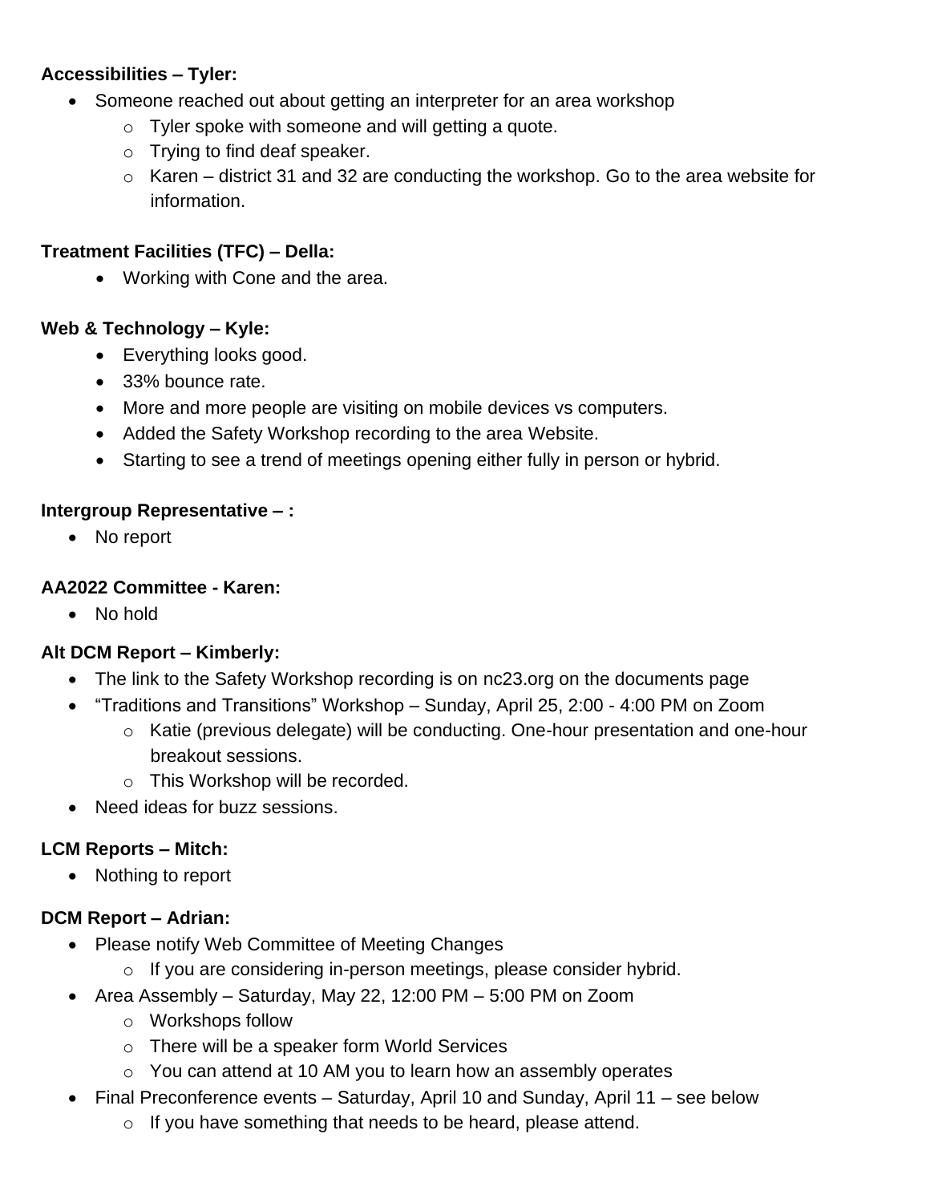**Accessibilities – Tyler:**

- Someone reached out about getting an interpreter for an area workshop
    - Tyler spoke with someone and will getting a quote.
    - Trying to find deaf speaker.
    - Karen – district 31 and 32 are conducting the workshop. Go to the area website for information.

**Treatment Facilities (TFC) – Della:**

- Working with Cone and the area.

**Web & Technology – Kyle:**

- Everything looks good.
- 33% bounce rate.
- More and more people are visiting on mobile devices vs computers.
- Added the Safety Workshop recording to the area Website.
- Starting to see a trend of meetings opening either fully in person or hybrid.

**Intergroup Representative – :**

- No report

**AA2022 Committee - Karen:**

- No hold

**Alt DCM Report – Kimberly:**

- The link to the Safety Workshop recording is on nc23.org on the documents page
- "Traditions and Transitions" Workshop – Sunday, April 25, 2:00 - 4:00 PM on Zoom
    - Katie (previous delegate) will be conducting. One-hour presentation and one-hour breakout sessions.
    - This Workshop will be recorded.
- Need ideas for buzz sessions.

**LCM Reports – Mitch:**

- Nothing to report

**DCM Report – Adrian:**

- Please notify Web Committee of Meeting Changes
    - If you are considering in-person meetings, please consider hybrid.
- Area Assembly – Saturday, May 22, 12:00 PM – 5:00 PM on Zoom
    - Workshops follow
    - There will be a speaker form World Services
    - You can attend at 10 AM you to learn how an assembly operates
- Final Preconference events – Saturday, April 10 and Sunday, April 11 – see below
    - If you have something that needs to be heard, please attend.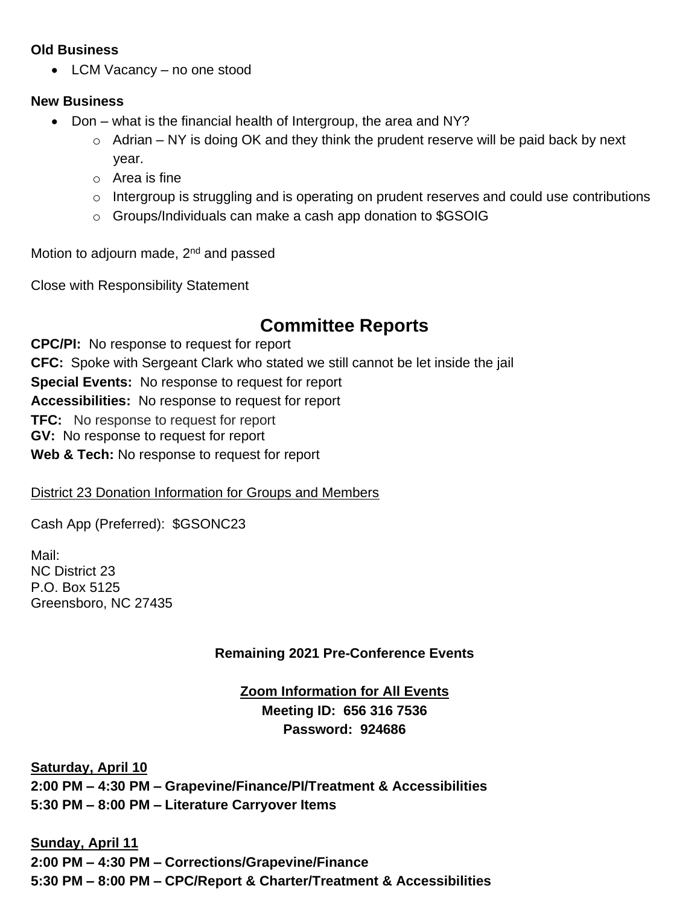**Old Business**

- LCM Vacancy – no one stood

**New Business**

- Don – what is the financial health of Intergroup, the area and NY?
  - Adrian – NY is doing OK and they think the prudent reserve will be paid back by next year.
  - Area is fine
  - Intergroup is struggling and is operating on prudent reserves and could use contributions
  - Groups/Individuals can make a cash app donation to $GSOIG

Motion to adjourn made, 2nd and passed

Close with Responsibility Statement

## Committee Reports

**CPC/PI:** No response to request for report

**CFC:** Spoke with Sergeant Clark who stated we still cannot be let inside the jail

**Special Events:** No response to request for report

**Accessibilities:** No response to request for report

**TFC:** No response to request for report

**GV:** No response to request for report

**Web & Tech:** No response to request for report

District 23 Donation Information for Groups and Members

Cash App (Preferred): $GSONC23

Mail:
NC District 23
P.O. Box 5125
Greensboro, NC 27435

**Remaining 2021 Pre-Conference Events**

**Zoom Information for All Events**
**Meeting ID: 656 316 7536**
**Password: 924686**

**Saturday, April 10**
**2:00 PM – 4:30 PM – Grapevine/Finance/PI/Treatment & Accessibilities**
**5:30 PM – 8:00 PM – Literature Carryover Items**

**Sunday, April 11**
**2:00 PM – 4:30 PM – Corrections/Grapevine/Finance**
**5:30 PM – 8:00 PM – CPC/Report & Charter/Treatment & Accessibilities**